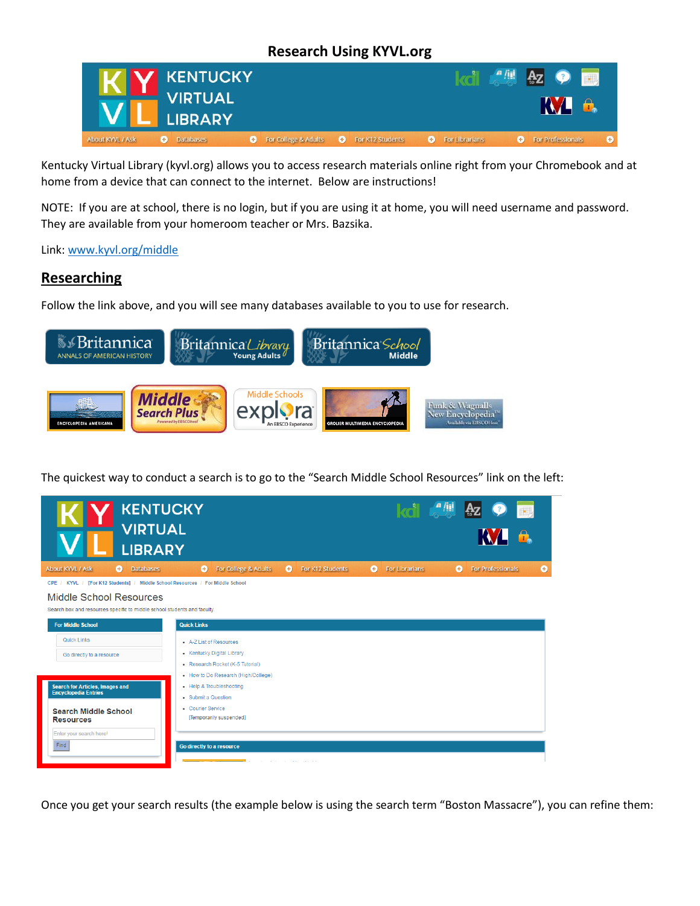# Research Using KYVL.org

Kentucky Virtual Library (kyvl.org) allows you to access research materials online right from your Chromebook and at home from a device that can connect to the internet. Below are instructions!

NOTE: If you are at school, there is no login, but if you are using it at home, you will need username and password. They are available from your homeroom teacher or Mrs. Bazsika.

Link: [www.kyvl.org/middle](http://www.kyvl.org/middle)

## Researching

Follow the link above, and you will see many databases available to you to use for research.

The quickest way to conduct a search is to go to the "Search Middle School Resources" link on the left:

Once you get your search results (the example below is using the search term "Boston Massacre"), you can refine them: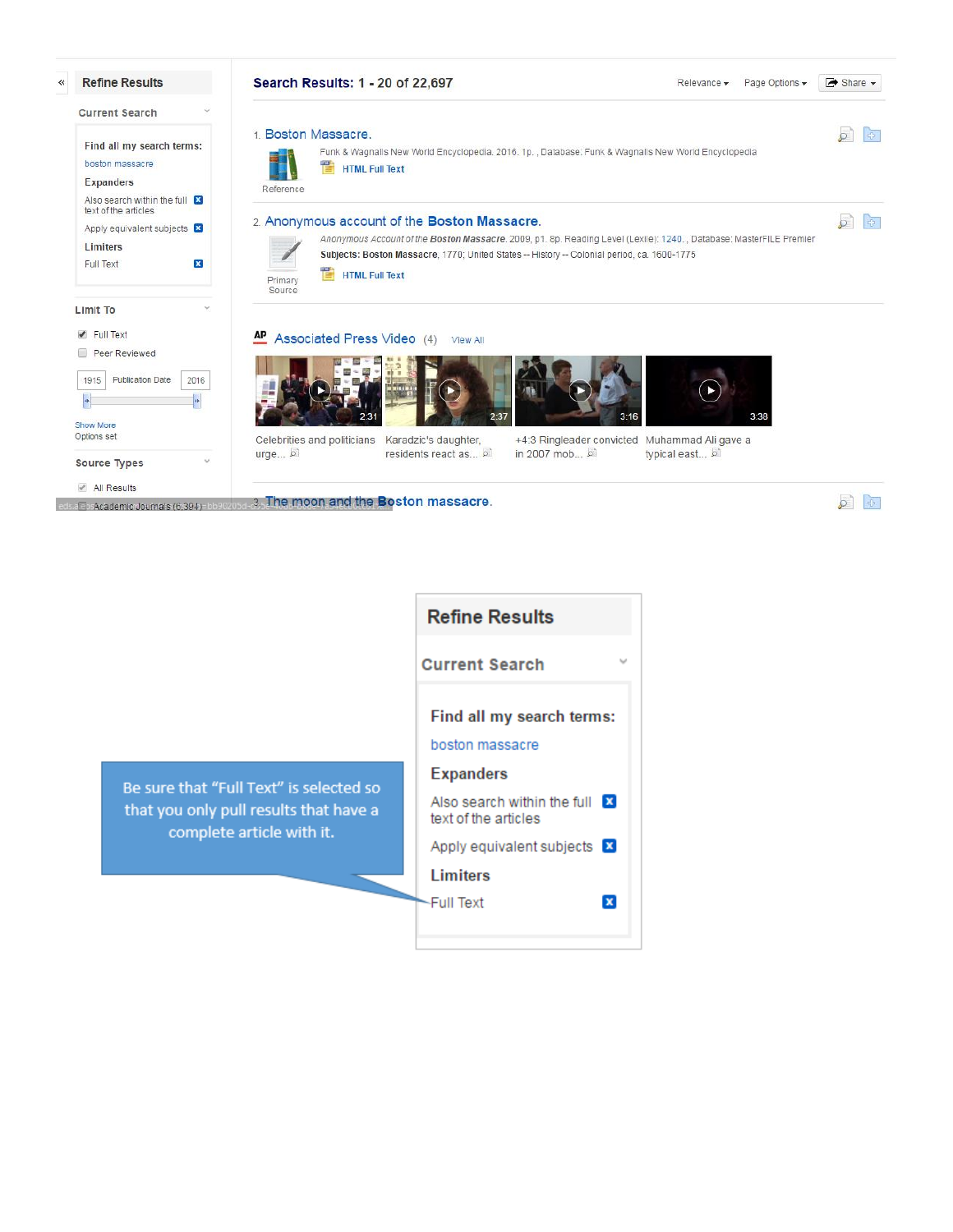Refine Results

Current Search

Find all my search terms:

boston massacre

Expanders

Also search within the full text of the articles

Apply equivalent subjects

Limiters

Full Text

Limit To

- [x] Full Text
- [ ] Peer Reviewed

1915 Publication Date 2016

Show More

Options set

Source Types

- [x] All Results
- [ ] Academic Journals (6,394)

**Search Results: 1 - 20 of 22,697**

Relevance ▾ Page Options ▾ Share ▾

1. Boston Massacre.

Funk & Wagnalls New World Encyclopedia. 2016. 1p. , Database: Funk & Wagnalls New World Encyclopedia

HTML Full Text

Reference

2. Anonymous account of the Boston Massacre.

*Anonymous Account of the **Boston Massacre**.* 2009, p1. 8p. Reading Level (Lexile): 1240. , Database: MasterFILE Premier

**Subjects: Boston Massacre**, 1770; United States -- History -- Colonial period, ca. 1600-1775

HTML Full Text

Primary Source

Associated Press Video (4) View All

Celebrities and politicians urge...

Karadzic's daughter, residents react as...

+4:3 Ringleader convicted in 2007 mob...

Muhammad Ali gave a typical east...

3. The moon and the Boston massacre.

Be sure that "Full Text" is selected so that you only pull results that have a complete article with it.

Refine Results

Current Search

Find all my search terms:

boston massacre

Expanders

Also search within the full text of the articles

Apply equivalent subjects

Limiters

Full Text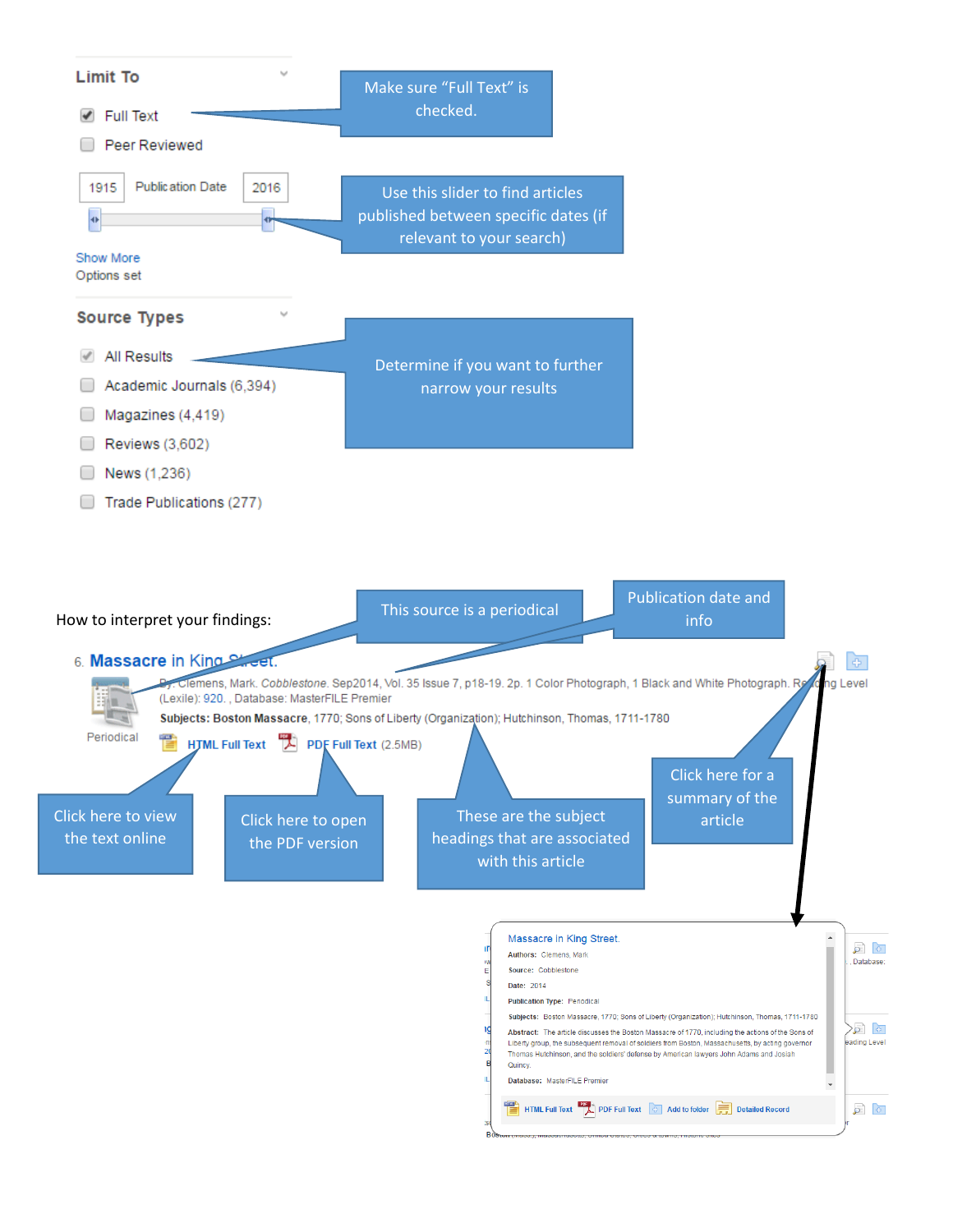**Limit To**

- [x] Full Text
- [ ] Peer Reviewed

1915 Publication Date 2016

Show More
Options set

Make sure "Full Text" is checked.

Use this slider to find articles published between specific dates (if relevant to your search)

**Source Types**

- [x] All Results
- [ ] Academic Journals (6,394)
- [ ] Magazines (4,419)
- [ ] Reviews (3,602)
- [ ] News (1,236)
- [ ] Trade Publications (277)

Determine if you want to further narrow your results

How to interpret your findings:

This source is a periodical

Publication date and info

6. **Massacre in King Street.**

Periodical

By: Clemens, Mark. *Cobblestone*. Sep2014, Vol. 35 Issue 7, p18-19. 2p. 1 Color Photograph, 1 Black and White Photograph. Reading Level (Lexile): 920. , Database: MasterFILE Premier

**Subjects: Boston Massacre**, 1770; Sons of Liberty (Organization); Hutchinson, Thomas, 1711-1780

HTML Full Text PDF Full Text (2.5MB)

Click here to view the text online

Click here to open the PDF version

These are the subject headings that are associated with this article

Click here for a summary of the article

Massacre in King Street.

**Authors:** Clemens, Mark

**Source:** Cobblestone

**Date:** 2014

**Publication Type:** Periodical

**Subjects:** Boston Massacre, 1770; Sons of Liberty (Organization); Hutchinson, Thomas, 1711-1780

**Abstract:** The article discusses the Boston Massacre of 1770, including the actions of the Sons of Liberty group, the subsequent removal of soldiers from Boston, Massachusetts, by acting governor Thomas Hutchinson, and the soldiers' defense by American lawyers John Adams and Josiah Quincy.

**Database:** MasterFILE Premier

HTML Full Text PDF Full Text Add to folder Detailed Record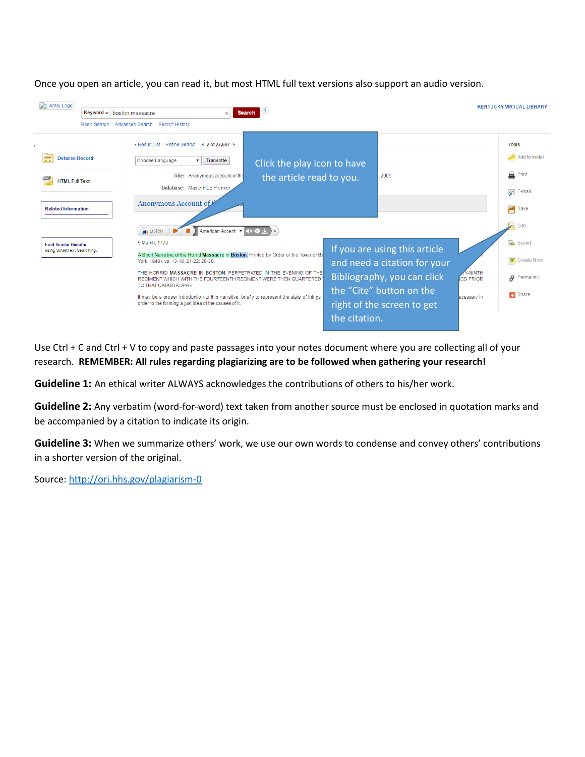Once you open an article, you can read it, but most HTML full text versions also support an audio version.

Click the play icon to have the article read to you.

If you are using this article and need a citation for your Bibliography, you can click the “Cite” button on the right of the screen to get the citation.

Use Ctrl + C and Ctrl + V to copy and paste passages into your notes document where you are collecting all of your research. **REMEMBER: All rules regarding plagiarizing are to be followed when gathering your research!**

**Guideline 1:** An ethical writer ALWAYS acknowledges the contributions of others to his/her work.

**Guideline 2:** Any verbatim (word-for-word) text taken from another source must be enclosed in quotation marks and be accompanied by a citation to indicate its origin.

**Guideline 3:** When we summarize others’ work, we use our own words to condense and convey others’ contributions in a shorter version of the original.

Source: [http://ori.hhs.gov/plagiarism-0](http://ori.hhs.gov/plagiarism-0)